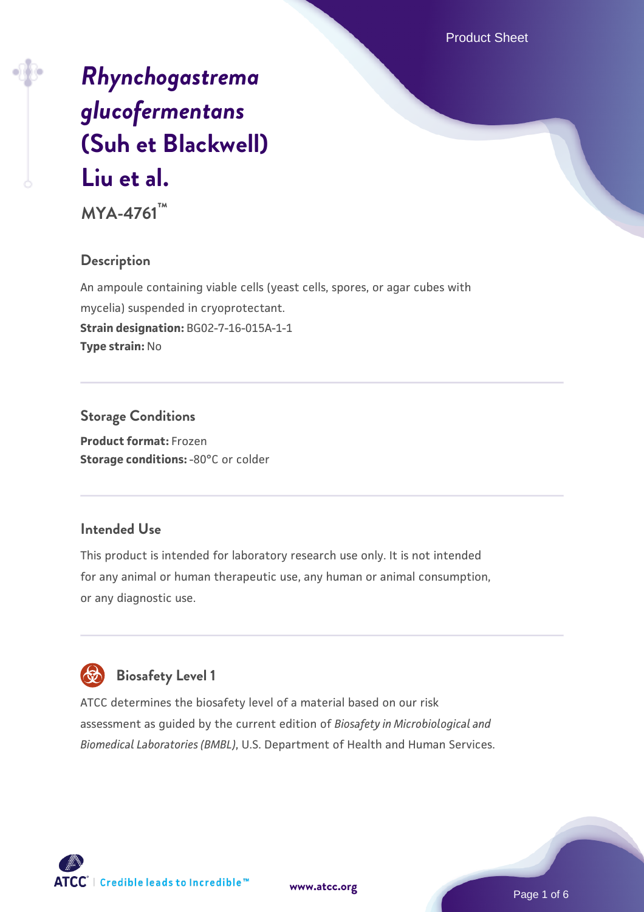# *Rhynchogastrema glucofermentans* (Suh et Blackwell) Liu et al.

**MYA-4761™**

## Description

An ampoule containing viable cells (yeast cells, spores, or agar cubes with mycelia) suspended in cryoprotectant.

**Strain designation:** BG02-7-16-015A-1-1

**Type strain:** No

## Storage Conditions

**Product format:** Frozen

**Storage conditions:** -80°C or colder

## Intended Use

This product is intended for laboratory research use only. It is not intended for any animal or human therapeutic use, any human or animal consumption, or any diagnostic use.

## Biosafety Level 1

ATCC determines the biosafety level of a material based on our risk assessment as guided by the current edition of *Biosafety in Microbiological and Biomedical Laboratories (BMBL)*, U.S. Department of Health and Human Services.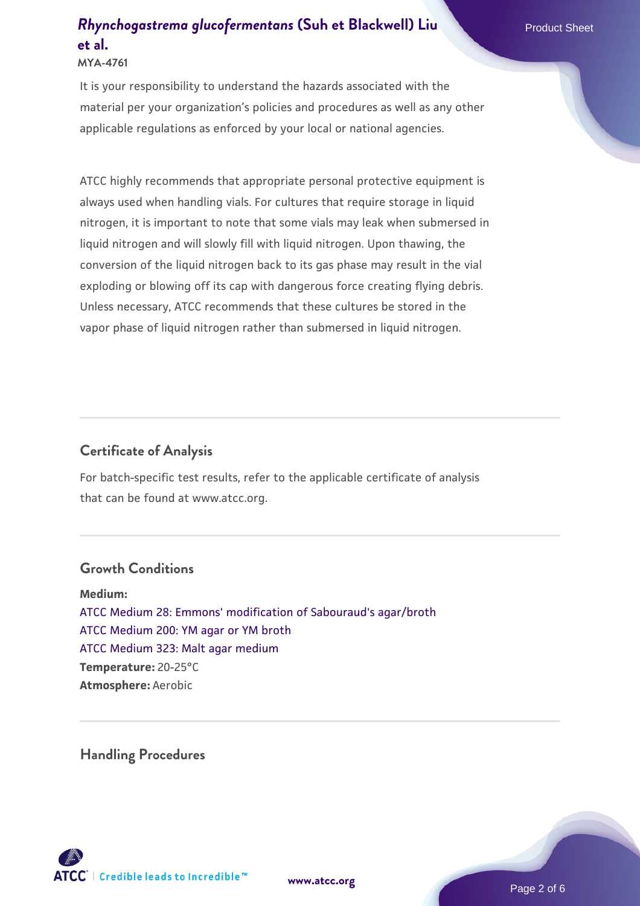It is your responsibility to understand the hazards associated with the material per your organization's policies and procedures as well as any other applicable regulations as enforced by your local or national agencies.

ATCC highly recommends that appropriate personal protective equipment is always used when handling vials. For cultures that require storage in liquid nitrogen, it is important to note that some vials may leak when submersed in liquid nitrogen and will slowly fill with liquid nitrogen. Upon thawing, the conversion of the liquid nitrogen back to its gas phase may result in the vial exploding or blowing off its cap with dangerous force creating flying debris. Unless necessary, ATCC recommends that these cultures be stored in the vapor phase of liquid nitrogen rather than submersed in liquid nitrogen.

## Certificate of Analysis

For batch-specific test results, refer to the applicable certificate of analysis that can be found at www.atcc.org.

## Growth Conditions

**Medium:**
ATCC Medium 28: Emmons' modification of Sabouraud's agar/broth
ATCC Medium 200: YM agar or YM broth
ATCC Medium 323: Malt agar medium
**Temperature:** 20-25°C
**Atmosphere:** Aerobic

## Handling Procedures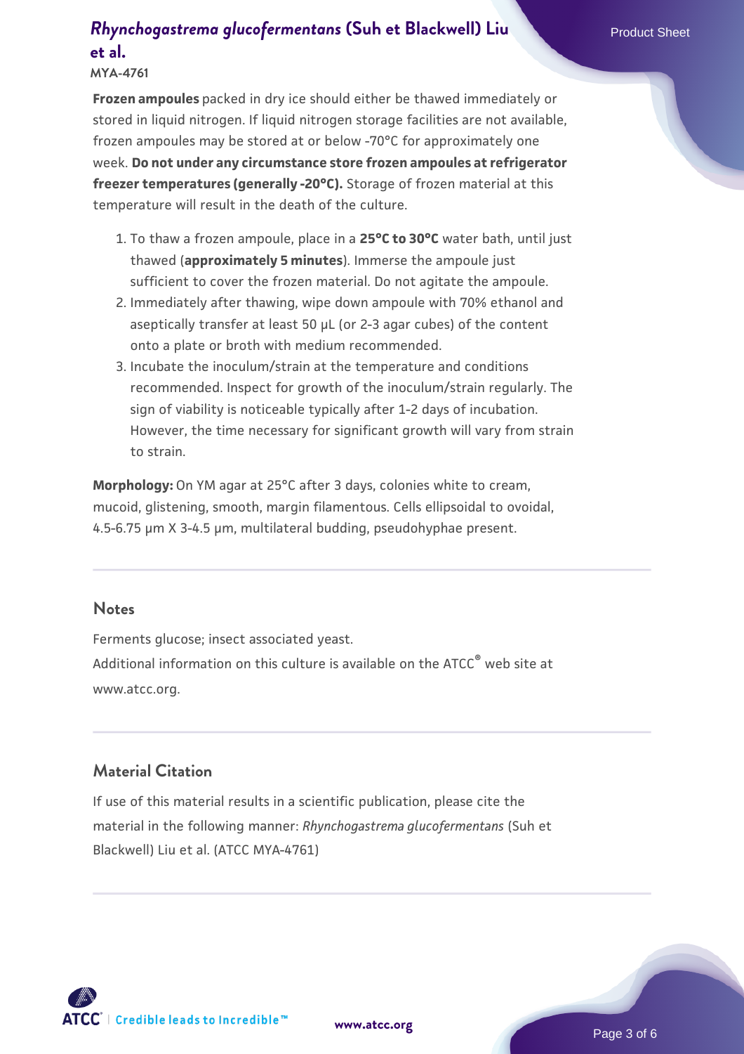**Frozen ampoules** packed in dry ice should either be thawed immediately or stored in liquid nitrogen. If liquid nitrogen storage facilities are not available, frozen ampoules may be stored at or below -70°C for approximately one week. **Do not under any circumstance store frozen ampoules at refrigerator freezer temperatures (generally -20°C).** Storage of frozen material at this temperature will result in the death of the culture.

1. To thaw a frozen ampoule, place in a **25°C to 30°C** water bath, until just thawed (**approximately 5 minutes**). Immerse the ampoule just sufficient to cover the frozen material. Do not agitate the ampoule.
2. Immediately after thawing, wipe down ampoule with 70% ethanol and aseptically transfer at least 50 µL (or 2-3 agar cubes) of the content onto a plate or broth with medium recommended.
3. Incubate the inoculum/strain at the temperature and conditions recommended. Inspect for growth of the inoculum/strain regularly. The sign of viability is noticeable typically after 1-2 days of incubation. However, the time necessary for significant growth will vary from strain to strain.

**Morphology:** On YM agar at 25°C after 3 days, colonies white to cream, mucoid, glistening, smooth, margin filamentous. Cells ellipsoidal to ovoidal, 4.5-6.75 µm X 3-4.5 µm, multilateral budding, pseudohyphae present.

## Notes

Ferments glucose; insect associated yeast.

Additional information on this culture is available on the ATCC® web site at www.atcc.org.

## Material Citation

If use of this material results in a scientific publication, please cite the material in the following manner: *Rhynchogastrema glucofermentans* (Suh et Blackwell) Liu et al. (ATCC MYA-4761)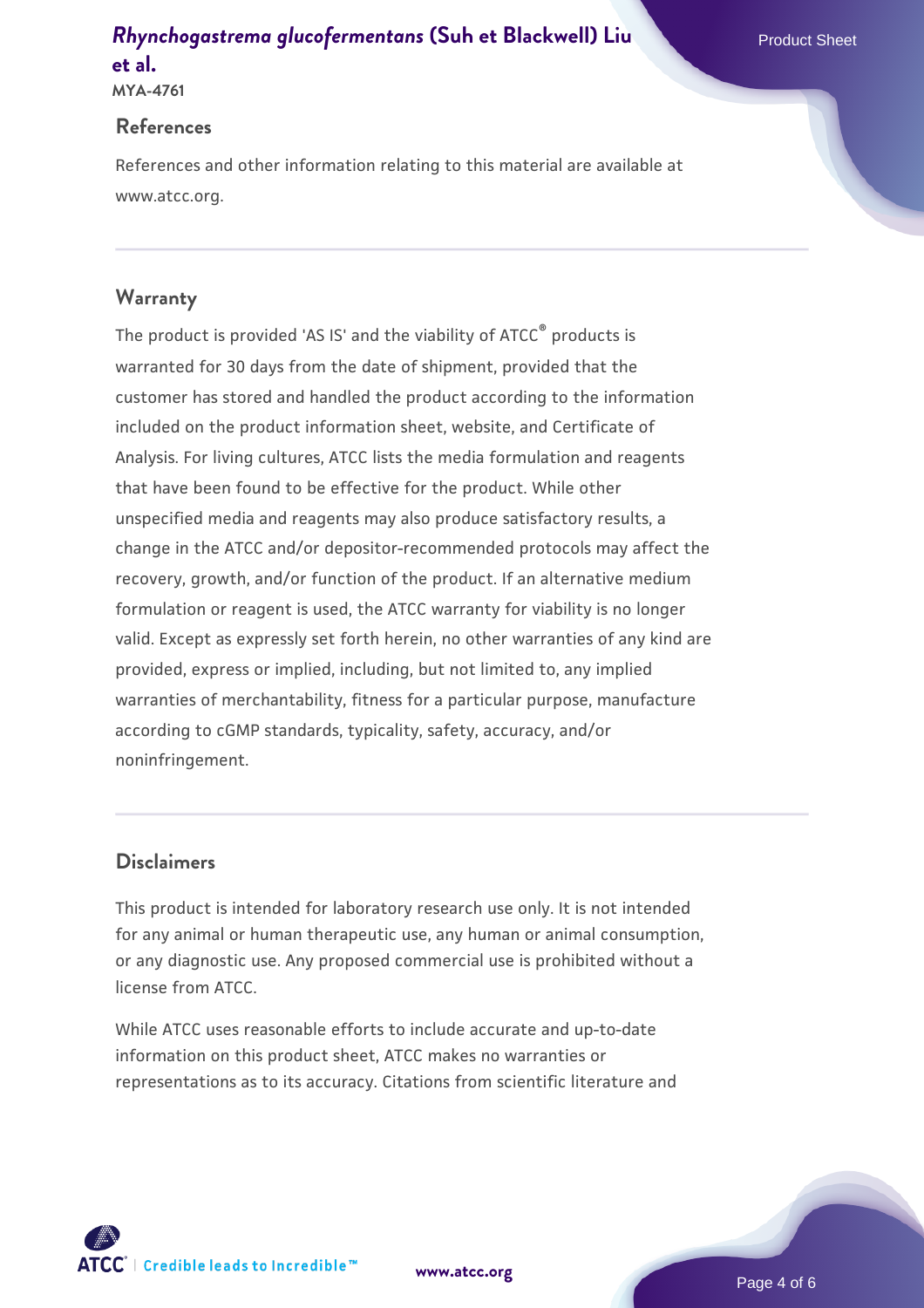## References

References and other information relating to this material are available at www.atcc.org.

## Warranty

The product is provided 'AS IS' and the viability of ATCC® products is warranted for 30 days from the date of shipment, provided that the customer has stored and handled the product according to the information included on the product information sheet, website, and Certificate of Analysis. For living cultures, ATCC lists the media formulation and reagents that have been found to be effective for the product. While other unspecified media and reagents may also produce satisfactory results, a change in the ATCC and/or depositor-recommended protocols may affect the recovery, growth, and/or function of the product. If an alternative medium formulation or reagent is used, the ATCC warranty for viability is no longer valid. Except as expressly set forth herein, no other warranties of any kind are provided, express or implied, including, but not limited to, any implied warranties of merchantability, fitness for a particular purpose, manufacture according to cGMP standards, typicality, safety, accuracy, and/or noninfringement.

## Disclaimers

This product is intended for laboratory research use only. It is not intended for any animal or human therapeutic use, any human or animal consumption, or any diagnostic use. Any proposed commercial use is prohibited without a license from ATCC.

While ATCC uses reasonable efforts to include accurate and up-to-date information on this product sheet, ATCC makes no warranties or representations as to its accuracy. Citations from scientific literature and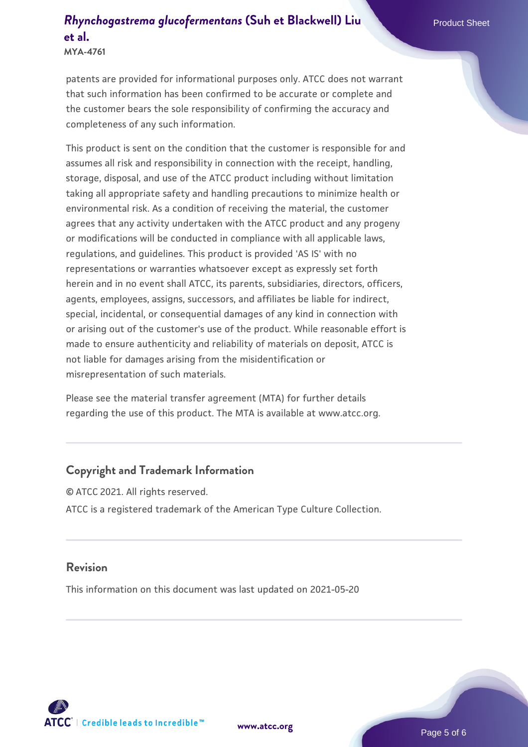patents are provided for informational purposes only. ATCC does not warrant that such information has been confirmed to be accurate or complete and the customer bears the sole responsibility of confirming the accuracy and completeness of any such information.

This product is sent on the condition that the customer is responsible for and assumes all risk and responsibility in connection with the receipt, handling, storage, disposal, and use of the ATCC product including without limitation taking all appropriate safety and handling precautions to minimize health or environmental risk. As a condition of receiving the material, the customer agrees that any activity undertaken with the ATCC product and any progeny or modifications will be conducted in compliance with all applicable laws, regulations, and guidelines. This product is provided 'AS IS' with no representations or warranties whatsoever except as expressly set forth herein and in no event shall ATCC, its parents, subsidiaries, directors, officers, agents, employees, assigns, successors, and affiliates be liable for indirect, special, incidental, or consequential damages of any kind in connection with or arising out of the customer's use of the product. While reasonable effort is made to ensure authenticity and reliability of materials on deposit, ATCC is not liable for damages arising from the misidentification or misrepresentation of such materials.

Please see the material transfer agreement (MTA) for further details regarding the use of this product. The MTA is available at www.atcc.org.

## Copyright and Trademark Information

© ATCC 2021. All rights reserved.

ATCC is a registered trademark of the American Type Culture Collection.

## Revision

This information on this document was last updated on 2021-05-20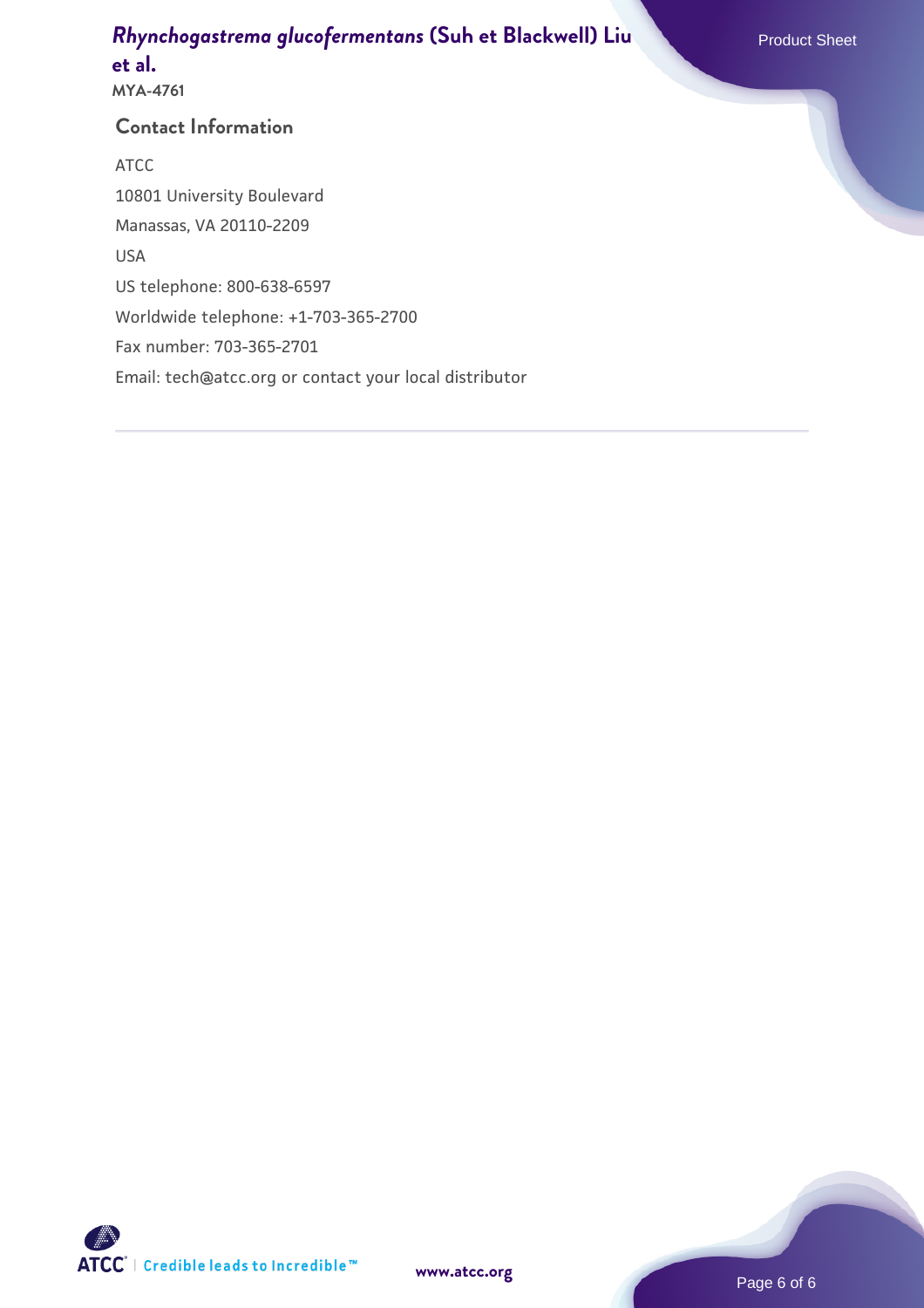## Contact Information

ATCC

10801 University Boulevard

Manassas, VA 20110-2209

USA

US telephone: 800-638-6597

Worldwide telephone: +1-703-365-2700

Fax number: 703-365-2701

Email: tech@atcc.org or contact your local distributor